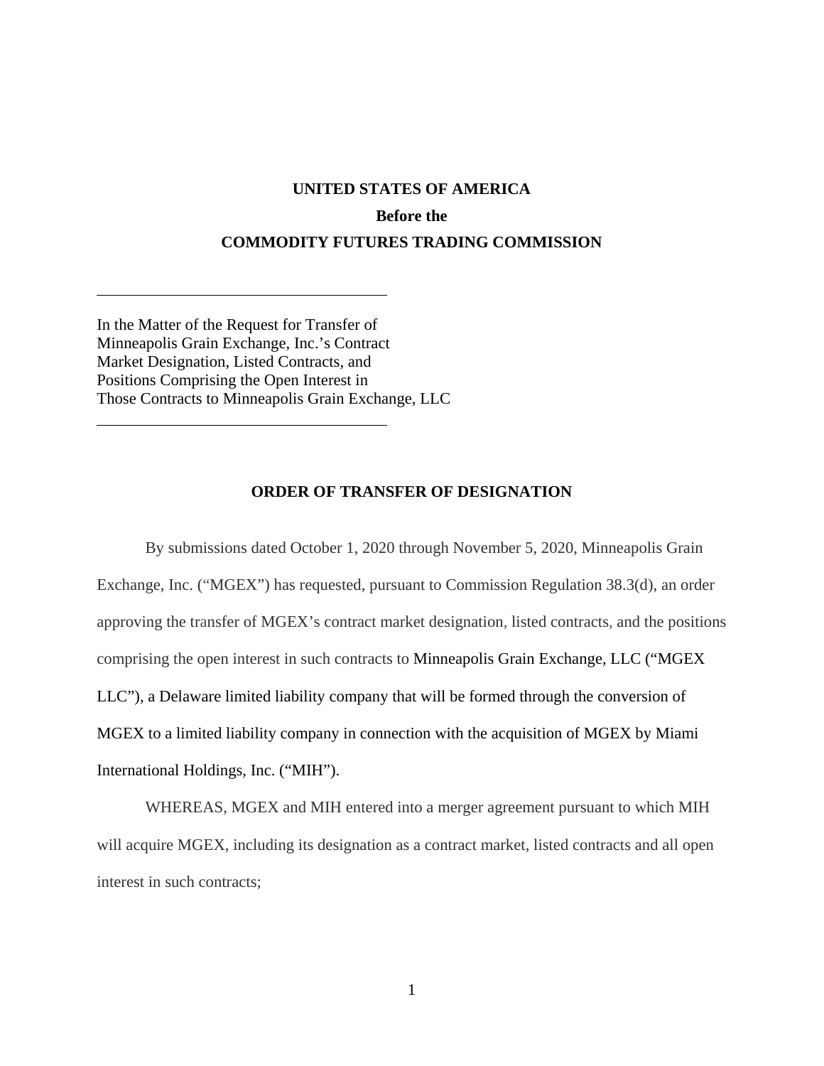**UNITED STATES OF AMERICA**

**Before the**

**COMMODITY FUTURES TRADING COMMISSION**

---

In the Matter of the Request for Transfer of Minneapolis Grain Exchange, Inc.'s Contract Market Designation, Listed Contracts, and Positions Comprising the Open Interest in Those Contracts to Minneapolis Grain Exchange, LLC

---

**ORDER OF TRANSFER OF DESIGNATION**

By submissions dated October 1, 2020 through November 5, 2020, Minneapolis Grain Exchange, Inc. ("MGEX") has requested, pursuant to Commission Regulation 38.3(d), an order approving the transfer of MGEX's contract market designation, listed contracts, and the positions comprising the open interest in such contracts to Minneapolis Grain Exchange, LLC ("MGEX LLC"), a Delaware limited liability company that will be formed through the conversion of MGEX to a limited liability company in connection with the acquisition of MGEX by Miami International Holdings, Inc. ("MIH").

WHEREAS, MGEX and MIH entered into a merger agreement pursuant to which MIH will acquire MGEX, including its designation as a contract market, listed contracts and all open interest in such contracts;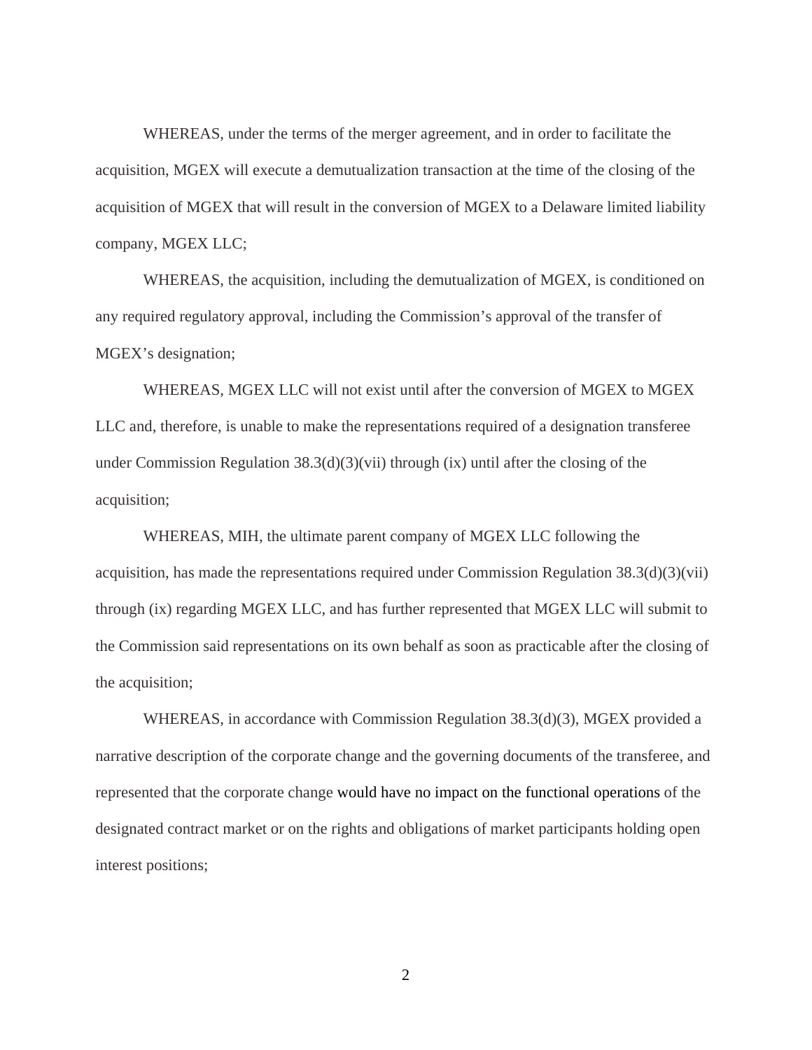WHEREAS, under the terms of the merger agreement, and in order to facilitate the acquisition, MGEX will execute a demutualization transaction at the time of the closing of the acquisition of MGEX that will result in the conversion of MGEX to a Delaware limited liability company, MGEX LLC;

WHEREAS, the acquisition, including the demutualization of MGEX, is conditioned on any required regulatory approval, including the Commission's approval of the transfer of MGEX's designation;

WHEREAS, MGEX LLC will not exist until after the conversion of MGEX to MGEX LLC and, therefore, is unable to make the representations required of a designation transferee under Commission Regulation 38.3(d)(3)(vii) through (ix) until after the closing of the acquisition;

WHEREAS, MIH, the ultimate parent company of MGEX LLC following the acquisition, has made the representations required under Commission Regulation 38.3(d)(3)(vii) through (ix) regarding MGEX LLC, and has further represented that MGEX LLC will submit to the Commission said representations on its own behalf as soon as practicable after the closing of the acquisition;

WHEREAS, in accordance with Commission Regulation 38.3(d)(3), MGEX provided a narrative description of the corporate change and the governing documents of the transferee, and represented that the corporate change would have no impact on the functional operations of the designated contract market or on the rights and obligations of market participants holding open interest positions;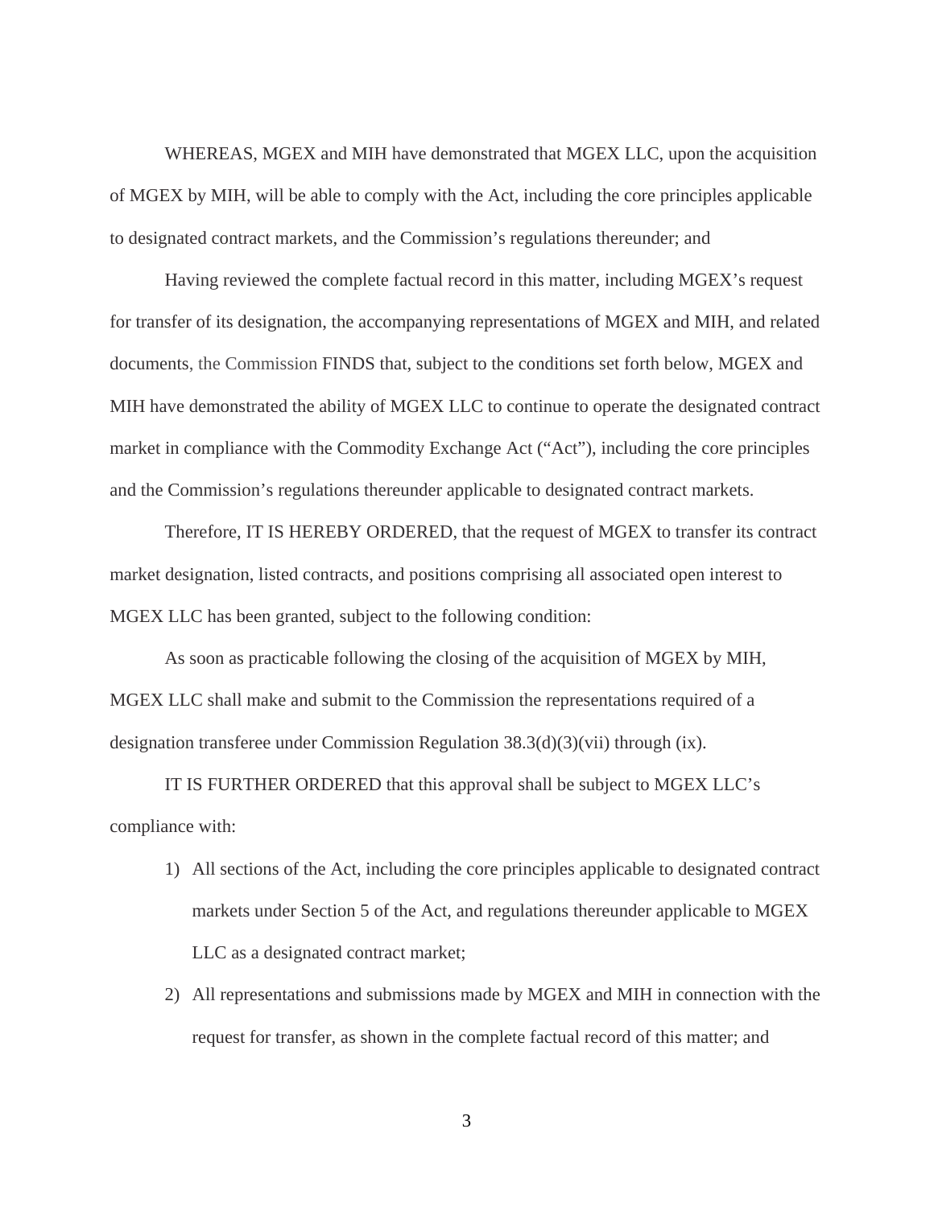WHEREAS, MGEX and MIH have demonstrated that MGEX LLC, upon the acquisition of MGEX by MIH, will be able to comply with the Act, including the core principles applicable to designated contract markets, and the Commission's regulations thereunder; and

Having reviewed the complete factual record in this matter, including MGEX's request for transfer of its designation, the accompanying representations of MGEX and MIH, and related documents, the Commission FINDS that, subject to the conditions set forth below, MGEX and MIH have demonstrated the ability of MGEX LLC to continue to operate the designated contract market in compliance with the Commodity Exchange Act ("Act"), including the core principles and the Commission's regulations thereunder applicable to designated contract markets.

Therefore, IT IS HEREBY ORDERED, that the request of MGEX to transfer its contract market designation, listed contracts, and positions comprising all associated open interest to MGEX LLC has been granted, subject to the following condition:

As soon as practicable following the closing of the acquisition of MGEX by MIH, MGEX LLC shall make and submit to the Commission the representations required of a designation transferee under Commission Regulation 38.3(d)(3)(vii) through (ix).

IT IS FURTHER ORDERED that this approval shall be subject to MGEX LLC's compliance with:

1) All sections of the Act, including the core principles applicable to designated contract markets under Section 5 of the Act, and regulations thereunder applicable to MGEX LLC as a designated contract market;
2) All representations and submissions made by MGEX and MIH in connection with the request for transfer, as shown in the complete factual record of this matter; and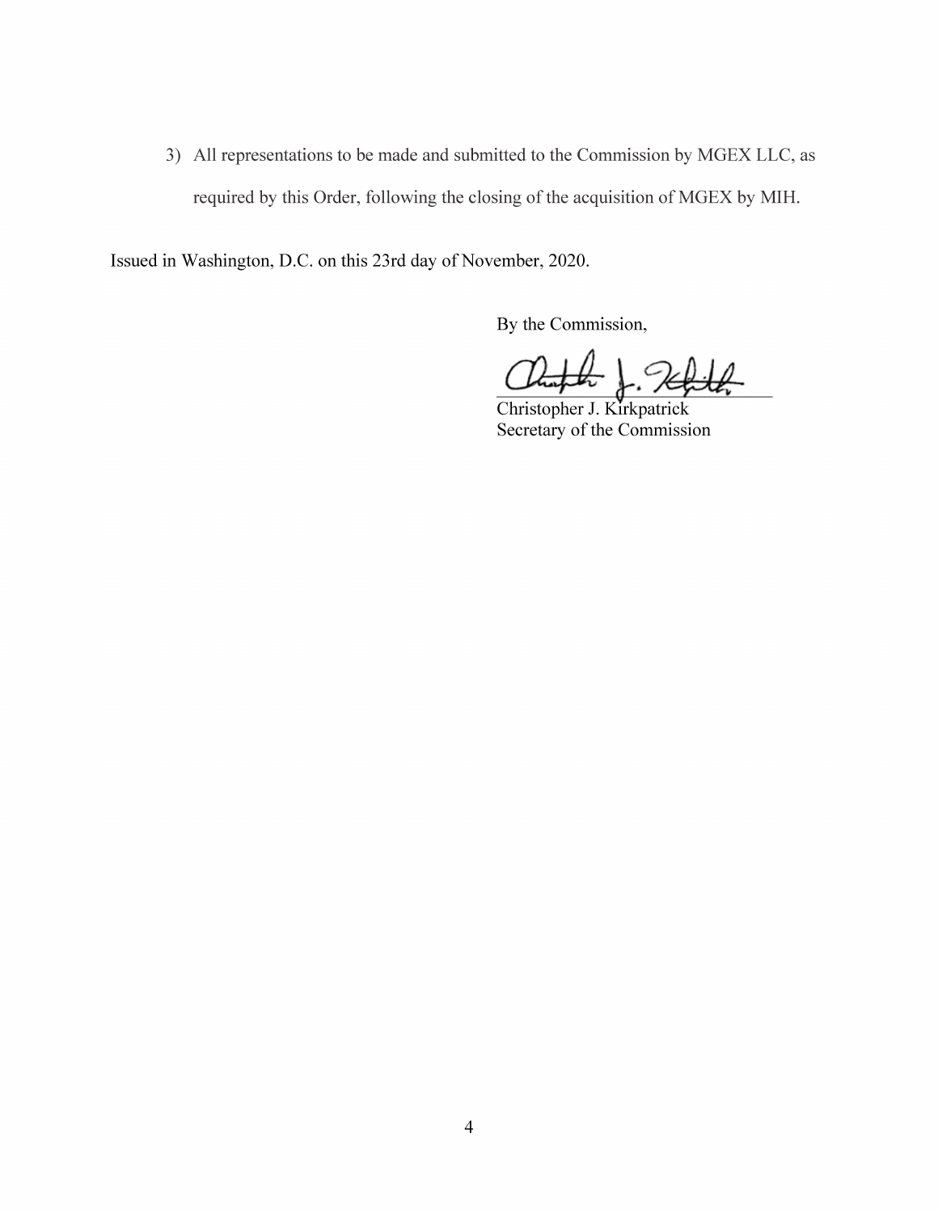3) All representations to be made and submitted to the Commission by MGEX LLC, as required by this Order, following the closing of the acquisition of MGEX by MIH.

Issued in Washington, D.C. on this 23rd day of November, 2020.

By the Commission,

Christopher J. Kirkpatrick
Secretary of the Commission